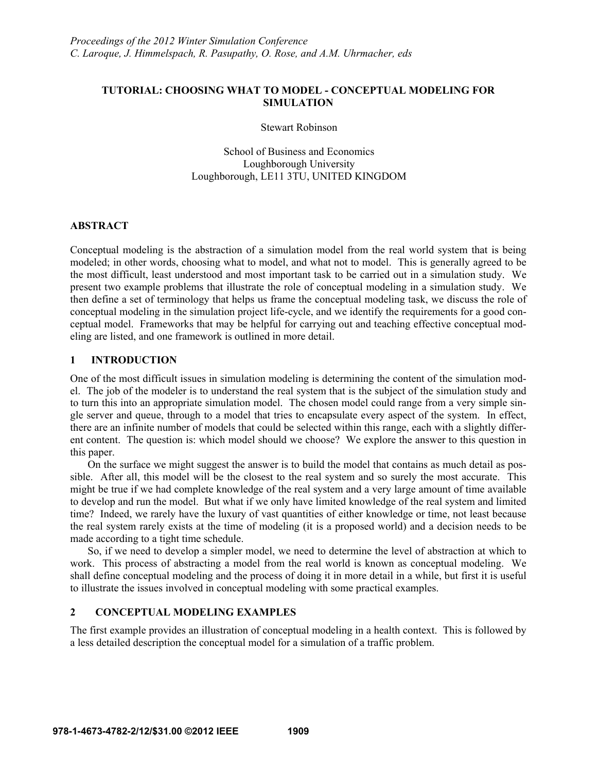*Proceedings of the 2012 Winter Simulation Conference*
*C. Laroque, J. Himmelspach, R. Pasupathy, O. Rose, and A.M. Uhrmacher, eds*

# TUTORIAL: CHOOSING WHAT TO MODEL - CONCEPTUAL MODELING FOR SIMULATION

Stewart Robinson

School of Business and Economics
Loughborough University
Loughborough, LE11 3TU, UNITED KINGDOM

## ABSTRACT

Conceptual modeling is the abstraction of a simulation model from the real world system that is being modeled; in other words, choosing what to model, and what not to model. This is generally agreed to be the most difficult, least understood and most important task to be carried out in a simulation study. We present two example problems that illustrate the role of conceptual modeling in a simulation study. We then define a set of terminology that helps us frame the conceptual modeling task, we discuss the role of conceptual modeling in the simulation project life-cycle, and we identify the requirements for a good conceptual model. Frameworks that may be helpful for carrying out and teaching effective conceptual modeling are listed, and one framework is outlined in more detail.

## 1 INTRODUCTION

One of the most difficult issues in simulation modeling is determining the content of the simulation model. The job of the modeler is to understand the real system that is the subject of the simulation study and to turn this into an appropriate simulation model. The chosen model could range from a very simple single server and queue, through to a model that tries to encapsulate every aspect of the system. In effect, there are an infinite number of models that could be selected within this range, each with a slightly different content. The question is: which model should we choose? We explore the answer to this question in this paper.

On the surface we might suggest the answer is to build the model that contains as much detail as possible. After all, this model will be the closest to the real system and so surely the most accurate. This might be true if we had complete knowledge of the real system and a very large amount of time available to develop and run the model. But what if we only have limited knowledge of the real system and limited time? Indeed, we rarely have the luxury of vast quantities of either knowledge or time, not least because the real system rarely exists at the time of modeling (it is a proposed world) and a decision needs to be made according to a tight time schedule.

So, if we need to develop a simpler model, we need to determine the level of abstraction at which to work. This process of abstracting a model from the real world is known as conceptual modeling. We shall define conceptual modeling and the process of doing it in more detail in a while, but first it is useful to illustrate the issues involved in conceptual modeling with some practical examples.

## 2 CONCEPTUAL MODELING EXAMPLES

The first example provides an illustration of conceptual modeling in a health context. This is followed by a less detailed description the conceptual model for a simulation of a traffic problem.

978-1-4673-4782-2/12/$31.00 ©2012 IEEE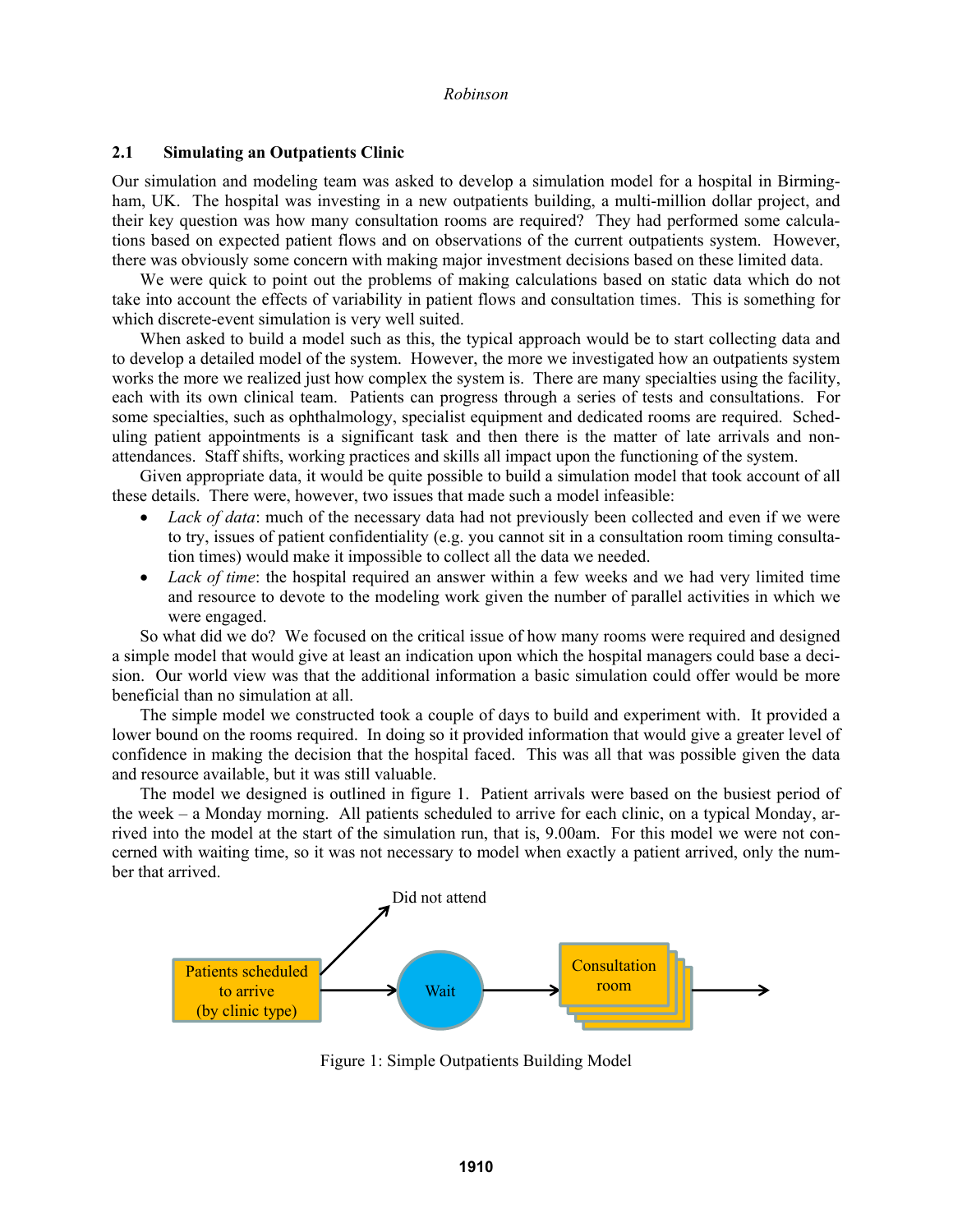### 2.1 Simulating an Outpatients Clinic

Our simulation and modeling team was asked to develop a simulation model for a hospital in Birmingham, UK. The hospital was investing in a new outpatients building, a multi-million dollar project, and their key question was how many consultation rooms are required? They had performed some calculations based on expected patient flows and on observations of the current outpatients system. However, there was obviously some concern with making major investment decisions based on these limited data.

We were quick to point out the problems of making calculations based on static data which do not take into account the effects of variability in patient flows and consultation times. This is something for which discrete-event simulation is very well suited.

When asked to build a model such as this, the typical approach would be to start collecting data and to develop a detailed model of the system. However, the more we investigated how an outpatients system works the more we realized just how complex the system is. There are many specialties using the facility, each with its own clinical team. Patients can progress through a series of tests and consultations. For some specialties, such as ophthalmology, specialist equipment and dedicated rooms are required. Scheduling patient appointments is a significant task and then there is the matter of late arrivals and non-attendances. Staff shifts, working practices and skills all impact upon the functioning of the system.

Given appropriate data, it would be quite possible to build a simulation model that took account of all these details. There were, however, two issues that made such a model infeasible:

- *Lack of data*: much of the necessary data had not previously been collected and even if we were to try, issues of patient confidentiality (e.g. you cannot sit in a consultation room timing consultation times) would make it impossible to collect all the data we needed.
- *Lack of time*: the hospital required an answer within a few weeks and we had very limited time and resource to devote to the modeling work given the number of parallel activities in which we were engaged.

So what did we do? We focused on the critical issue of how many rooms were required and designed a simple model that would give at least an indication upon which the hospital managers could base a decision. Our world view was that the additional information a basic simulation could offer would be more beneficial than no simulation at all.

The simple model we constructed took a couple of days to build and experiment with. It provided a lower bound on the rooms required. In doing so it provided information that would give a greater level of confidence in making the decision that the hospital faced. This was all that was possible given the data and resource available, but it was still valuable.

The model we designed is outlined in figure 1. Patient arrivals were based on the busiest period of the week – a Monday morning. All patients scheduled to arrive for each clinic, on a typical Monday, arrived into the model at the start of the simulation run, that is, 9.00am. For this model we were not concerned with waiting time, so it was not necessary to model when exactly a patient arrived, only the number that arrived.

Did not attend

Patients scheduled to arrive (by clinic type) → Wait → Consultation room →

Figure 1: Simple Outpatients Building Model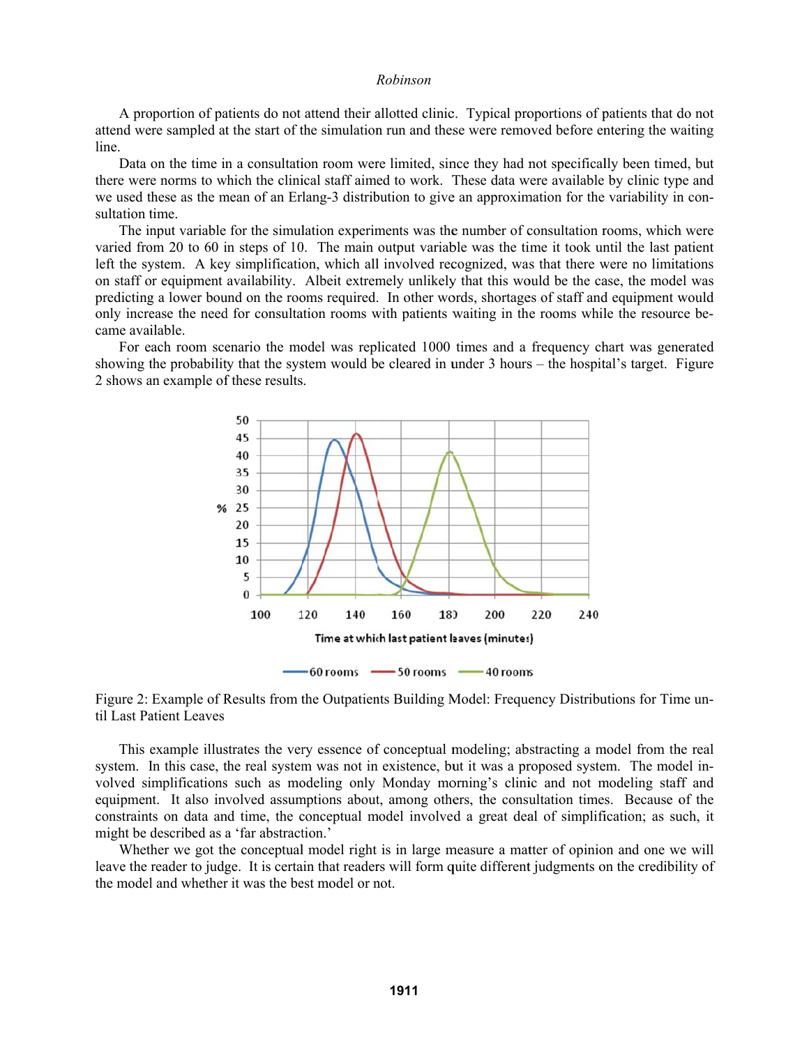A proportion of patients do not attend their allotted clinic. Typical proportions of patients that do not attend were sampled at the start of the simulation run and these were removed before entering the waiting line.

Data on the time in a consultation room were limited, since they had not specifically been timed, but there were norms to which the clinical staff aimed to work. These data were available by clinic type and we used these as the mean of an Erlang-3 distribution to give an approximation for the variability in consultation time.

The input variable for the simulation experiments was the number of consultation rooms, which were varied from 20 to 60 in steps of 10. The main output variable was the time it took until the last patient left the system. A key simplification, which all involved recognized, was that there were no limitations on staff or equipment availability. Albeit extremely unlikely that this would be the case, the model was predicting a lower bound on the rooms required. In other words, shortages of staff and equipment would only increase the need for consultation rooms with patients waiting in the rooms while the resource became available.

For each room scenario the model was replicated 1000 times and a frequency chart was generated showing the probability that the system would be cleared in under 3 hours – the hospital's target. Figure 2 shows an example of these results.

Figure 2: Example of Results from the Outpatients Building Model: Frequency Distributions for Time until Last Patient Leaves

This example illustrates the very essence of conceptual modeling; abstracting a model from the real system. In this case, the real system was not in existence, but it was a proposed system. The model involved simplifications such as modeling only Monday morning's clinic and not modeling staff and equipment. It also involved assumptions about, among others, the consultation times. Because of the constraints on data and time, the conceptual model involved a great deal of simplification; as such, it might be described as a 'far abstraction.'

Whether we got the conceptual model right is in large measure a matter of opinion and one we will leave the reader to judge. It is certain that readers will form quite different judgments on the credibility of the model and whether it was the best model or not.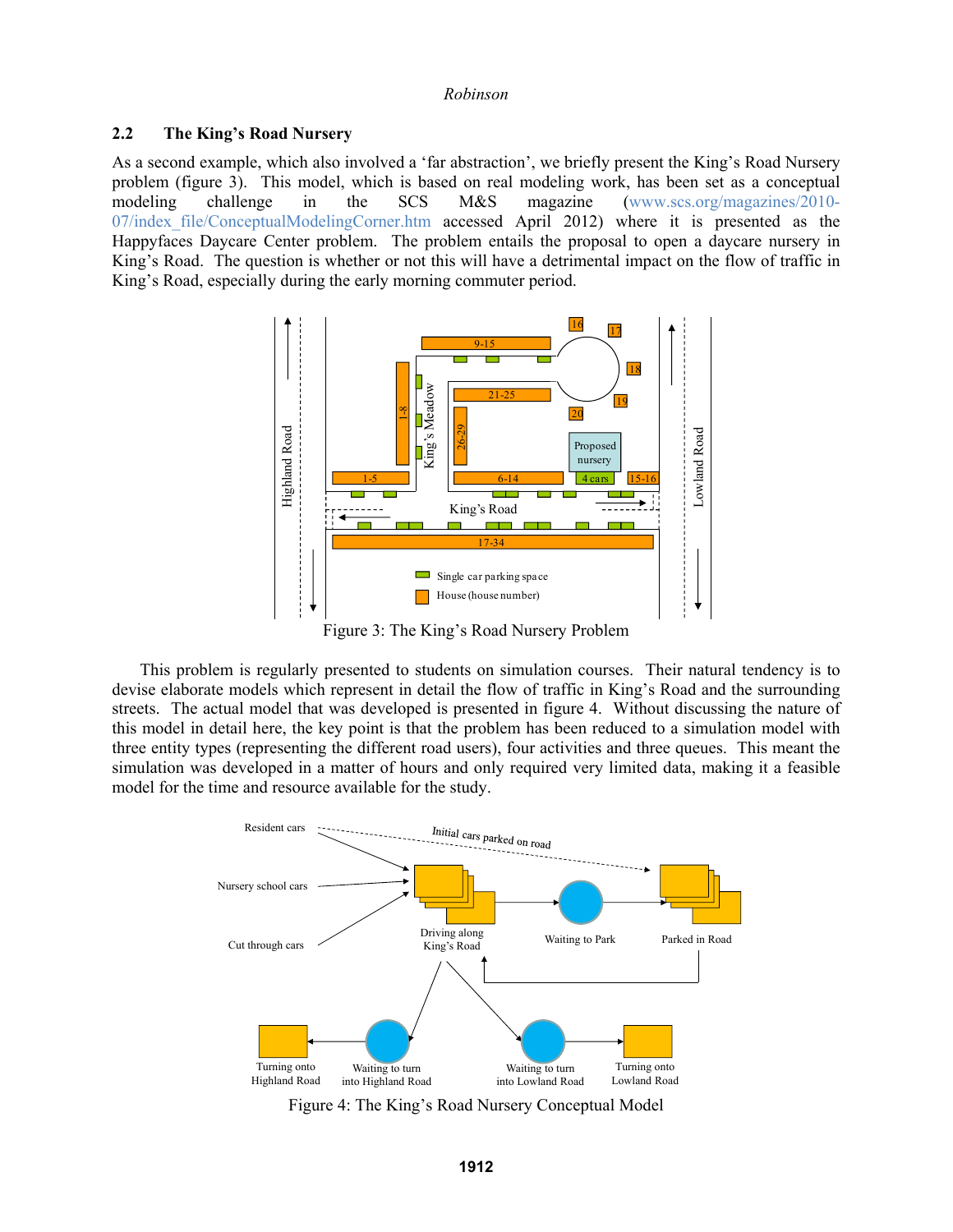### 2.2 The King's Road Nursery

As a second example, which also involved a 'far abstraction', we briefly present the King's Road Nursery problem (figure 3). This model, which is based on real modeling work, has been set as a conceptual modeling challenge in the SCS M&S magazine (www.scs.org/magazines/2010-07/index_file/ConceptualModelingCorner.htm accessed April 2012) where it is presented as the Happyfaces Daycare Center problem. The problem entails the proposal to open a daycare nursery in King's Road. The question is whether or not this will have a detrimental impact on the flow of traffic in King's Road, especially during the early morning commuter period.

Figure 3: The King's Road Nursery Problem

This problem is regularly presented to students on simulation courses. Their natural tendency is to devise elaborate models which represent in detail the flow of traffic in King's Road and the surrounding streets. The actual model that was developed is presented in figure 4. Without discussing the nature of this model in detail here, the key point is that the problem has been reduced to a simulation model with three entity types (representing the different road users), four activities and three queues. This meant the simulation was developed in a matter of hours and only required very limited data, making it a feasible model for the time and resource available for the study.

Figure 4: The King's Road Nursery Conceptual Model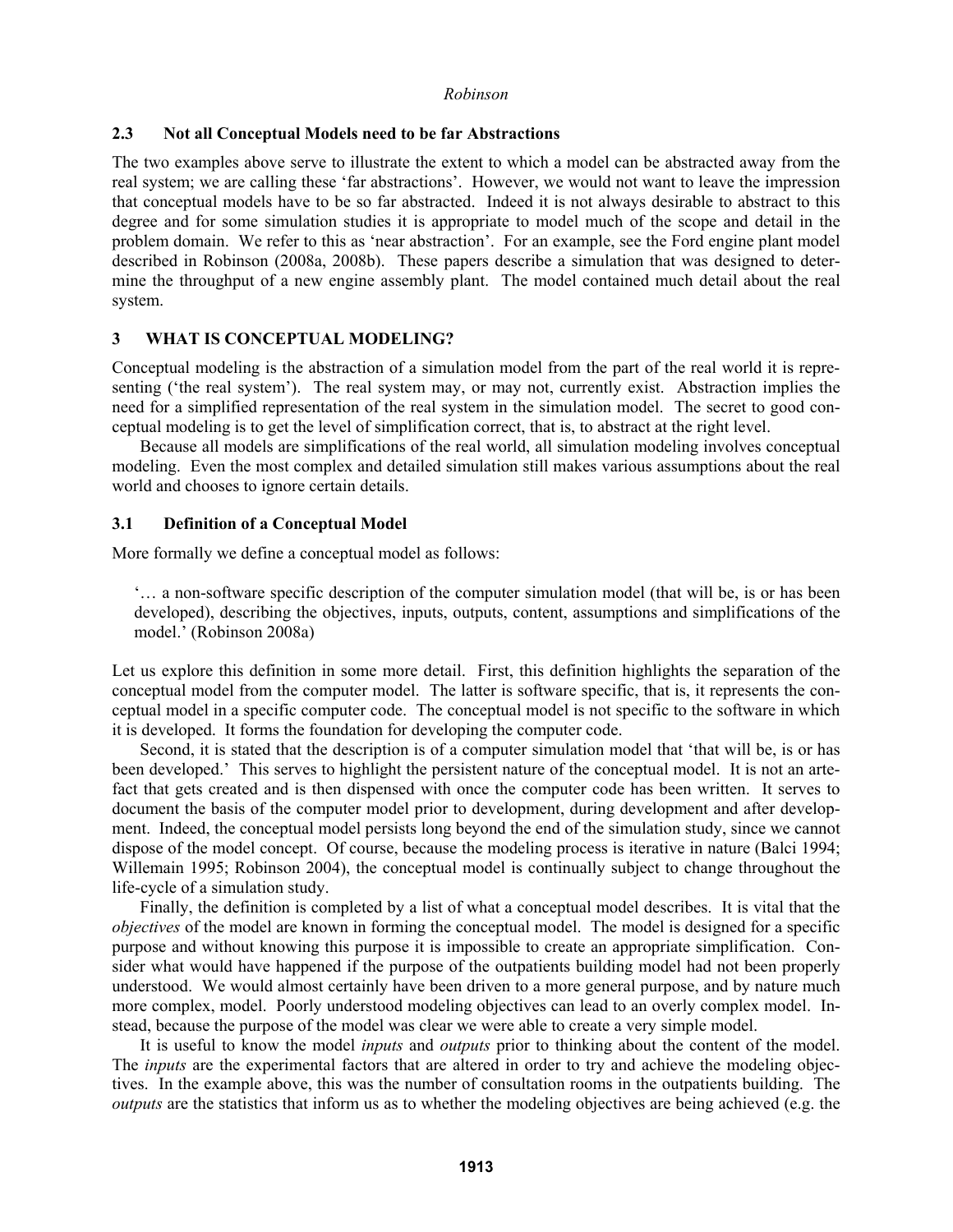### 2.3 Not all Conceptual Models need to be far Abstractions

The two examples above serve to illustrate the extent to which a model can be abstracted away from the real system; we are calling these 'far abstractions'. However, we would not want to leave the impression that conceptual models have to be so far abstracted. Indeed it is not always desirable to abstract to this degree and for some simulation studies it is appropriate to model much of the scope and detail in the problem domain. We refer to this as 'near abstraction'. For an example, see the Ford engine plant model described in Robinson (2008a, 2008b). These papers describe a simulation that was designed to determine the throughput of a new engine assembly plant. The model contained much detail about the real system.

## 3 WHAT IS CONCEPTUAL MODELING?

Conceptual modeling is the abstraction of a simulation model from the part of the real world it is representing ('the real system'). The real system may, or may not, currently exist. Abstraction implies the need for a simplified representation of the real system in the simulation model. The secret to good conceptual modeling is to get the level of simplification correct, that is, to abstract at the right level.

Because all models are simplifications of the real world, all simulation modeling involves conceptual modeling. Even the most complex and detailed simulation still makes various assumptions about the real world and chooses to ignore certain details.

### 3.1 Definition of a Conceptual Model

More formally we define a conceptual model as follows:

> '… a non-software specific description of the computer simulation model (that will be, is or has been developed), describing the objectives, inputs, outputs, content, assumptions and simplifications of the model.' (Robinson 2008a)

Let us explore this definition in some more detail. First, this definition highlights the separation of the conceptual model from the computer model. The latter is software specific, that is, it represents the conceptual model in a specific computer code. The conceptual model is not specific to the software in which it is developed. It forms the foundation for developing the computer code.

Second, it is stated that the description is of a computer simulation model that 'that will be, is or has been developed.' This serves to highlight the persistent nature of the conceptual model. It is not an artefact that gets created and is then dispensed with once the computer code has been written. It serves to document the basis of the computer model prior to development, during development and after development. Indeed, the conceptual model persists long beyond the end of the simulation study, since we cannot dispose of the model concept. Of course, because the modeling process is iterative in nature (Balci 1994; Willemain 1995; Robinson 2004), the conceptual model is continually subject to change throughout the life-cycle of a simulation study.

Finally, the definition is completed by a list of what a conceptual model describes. It is vital that the *objectives* of the model are known in forming the conceptual model. The model is designed for a specific purpose and without knowing this purpose it is impossible to create an appropriate simplification. Consider what would have happened if the purpose of the outpatients building model had not been properly understood. We would almost certainly have been driven to a more general purpose, and by nature much more complex, model. Poorly understood modeling objectives can lead to an overly complex model. Instead, because the purpose of the model was clear we were able to create a very simple model.

It is useful to know the model *inputs* and *outputs* prior to thinking about the content of the model. The *inputs* are the experimental factors that are altered in order to try and achieve the modeling objectives. In the example above, this was the number of consultation rooms in the outpatients building. The *outputs* are the statistics that inform us as to whether the modeling objectives are being achieved (e.g. the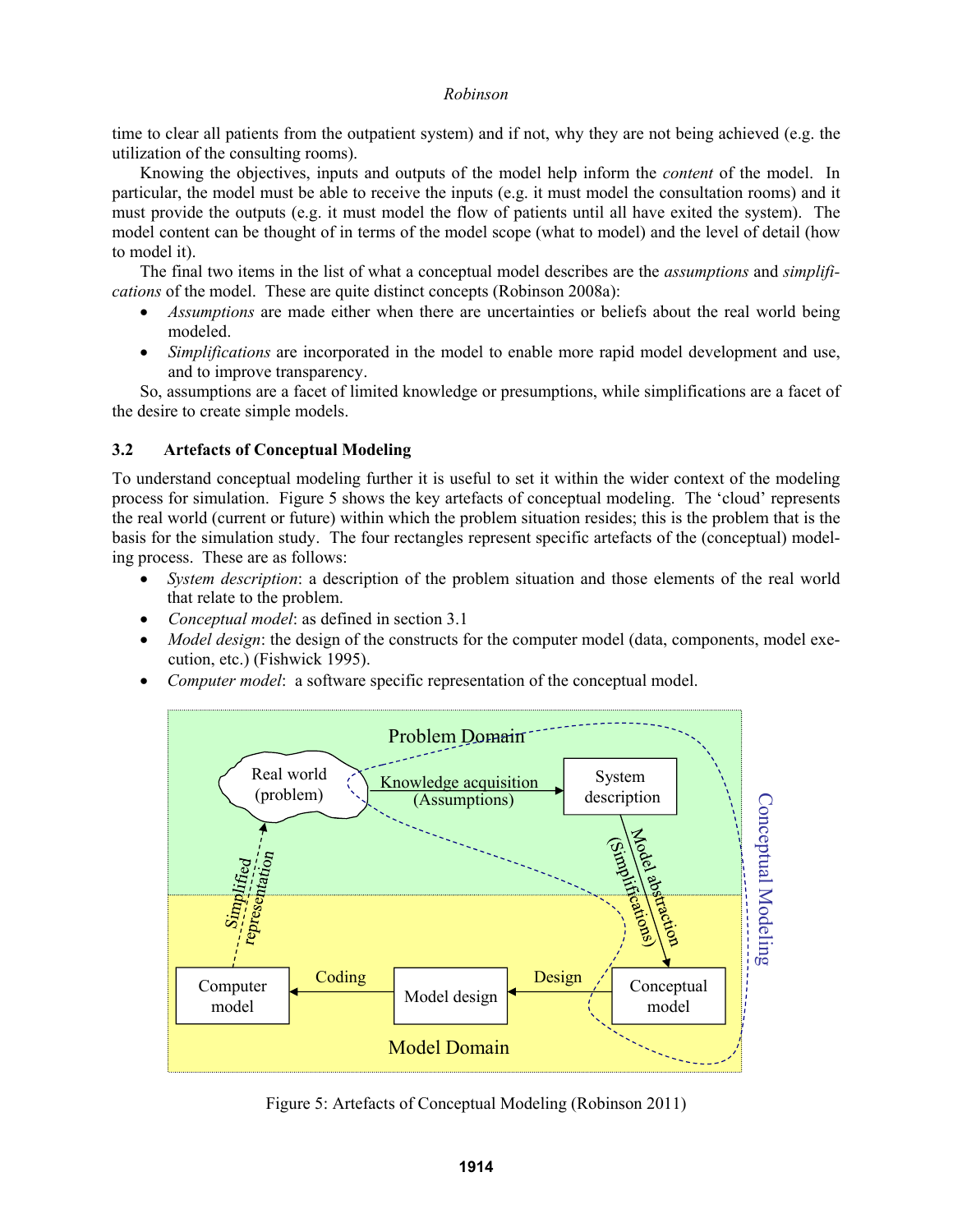time to clear all patients from the outpatient system) and if not, why they are not being achieved (e.g. the utilization of the consulting rooms).

Knowing the objectives, inputs and outputs of the model help inform the *content* of the model. In particular, the model must be able to receive the inputs (e.g. it must model the consultation rooms) and it must provide the outputs (e.g. it must model the flow of patients until all have exited the system). The model content can be thought of in terms of the model scope (what to model) and the level of detail (how to model it).

The final two items in the list of what a conceptual model describes are the *assumptions* and *simplifications* of the model. These are quite distinct concepts (Robinson 2008a):

- *Assumptions* are made either when there are uncertainties or beliefs about the real world being modeled.
- *Simplifications* are incorporated in the model to enable more rapid model development and use, and to improve transparency.

So, assumptions are a facet of limited knowledge or presumptions, while simplifications are a facet of the desire to create simple models.

### 3.2 Artefacts of Conceptual Modeling

To understand conceptual modeling further it is useful to set it within the wider context of the modeling process for simulation. Figure 5 shows the key artefacts of conceptual modeling. The 'cloud' represents the real world (current or future) within which the problem situation resides; this is the problem that is the basis for the simulation study. The four rectangles represent specific artefacts of the (conceptual) modeling process. These are as follows:

- *System description*: a description of the problem situation and those elements of the real world that relate to the problem.
- *Conceptual model*: as defined in section 3.1
- *Model design*: the design of the constructs for the computer model (data, components, model execution, etc.) (Fishwick 1995).
- *Computer model*: a software specific representation of the conceptual model.

Problem Domain
Real world (problem)
Knowledge acquisition (Assumptions)
System description
Model abstraction (Simplifications)
Conceptual model
Design
Model design
Coding
Computer model
Simplified representation
Model Domain
Conceptual Modeling

Figure 5: Artefacts of Conceptual Modeling (Robinson 2011)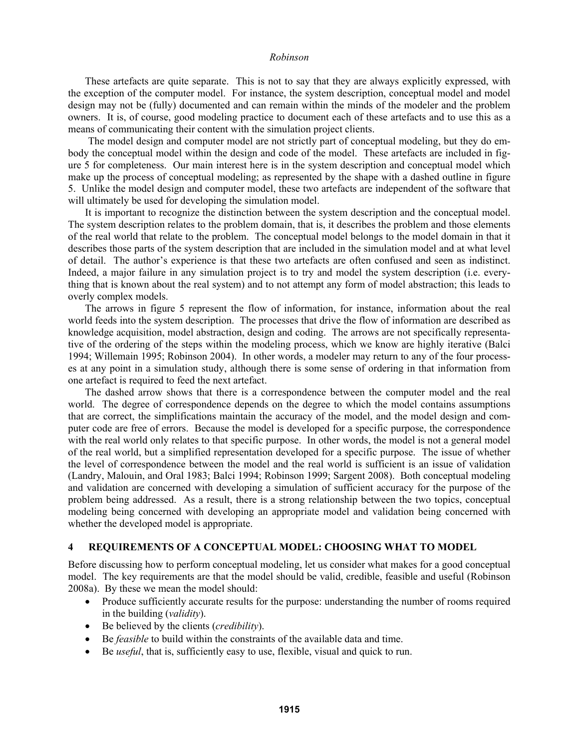These artefacts are quite separate. This is not to say that they are always explicitly expressed, with the exception of the computer model. For instance, the system description, conceptual model and model design may not be (fully) documented and can remain within the minds of the modeler and the problem owners. It is, of course, good modeling practice to document each of these artefacts and to use this as a means of communicating their content with the simulation project clients.

The model design and computer model are not strictly part of conceptual modeling, but they do embody the conceptual model within the design and code of the model. These artefacts are included in figure 5 for completeness. Our main interest here is in the system description and conceptual model which make up the process of conceptual modeling; as represented by the shape with a dashed outline in figure 5. Unlike the model design and computer model, these two artefacts are independent of the software that will ultimately be used for developing the simulation model.

It is important to recognize the distinction between the system description and the conceptual model. The system description relates to the problem domain, that is, it describes the problem and those elements of the real world that relate to the problem. The conceptual model belongs to the model domain in that it describes those parts of the system description that are included in the simulation model and at what level of detail. The author's experience is that these two artefacts are often confused and seen as indistinct. Indeed, a major failure in any simulation project is to try and model the system description (i.e. everything that is known about the real system) and to not attempt any form of model abstraction; this leads to overly complex models.

The arrows in figure 5 represent the flow of information, for instance, information about the real world feeds into the system description. The processes that drive the flow of information are described as knowledge acquisition, model abstraction, design and coding. The arrows are not specifically representative of the ordering of the steps within the modeling process, which we know are highly iterative (Balci 1994; Willemain 1995; Robinson 2004). In other words, a modeler may return to any of the four processes at any point in a simulation study, although there is some sense of ordering in that information from one artefact is required to feed the next artefact.

The dashed arrow shows that there is a correspondence between the computer model and the real world. The degree of correspondence depends on the degree to which the model contains assumptions that are correct, the simplifications maintain the accuracy of the model, and the model design and computer code are free of errors. Because the model is developed for a specific purpose, the correspondence with the real world only relates to that specific purpose. In other words, the model is not a general model of the real world, but a simplified representation developed for a specific purpose. The issue of whether the level of correspondence between the model and the real world is sufficient is an issue of validation (Landry, Malouin, and Oral 1983; Balci 1994; Robinson 1999; Sargent 2008). Both conceptual modeling and validation are concerned with developing a simulation of sufficient accuracy for the purpose of the problem being addressed. As a result, there is a strong relationship between the two topics, conceptual modeling being concerned with developing an appropriate model and validation being concerned with whether the developed model is appropriate.

## 4 REQUIREMENTS OF A CONCEPTUAL MODEL: CHOOSING WHAT TO MODEL

Before discussing how to perform conceptual modeling, let us consider what makes for a good conceptual model. The key requirements are that the model should be valid, credible, feasible and useful (Robinson 2008a). By these we mean the model should:

- Produce sufficiently accurate results for the purpose: understanding the number of rooms required in the building (*validity*).
- Be believed by the clients (*credibility*).
- Be *feasible* to build within the constraints of the available data and time.
- Be *useful*, that is, sufficiently easy to use, flexible, visual and quick to run.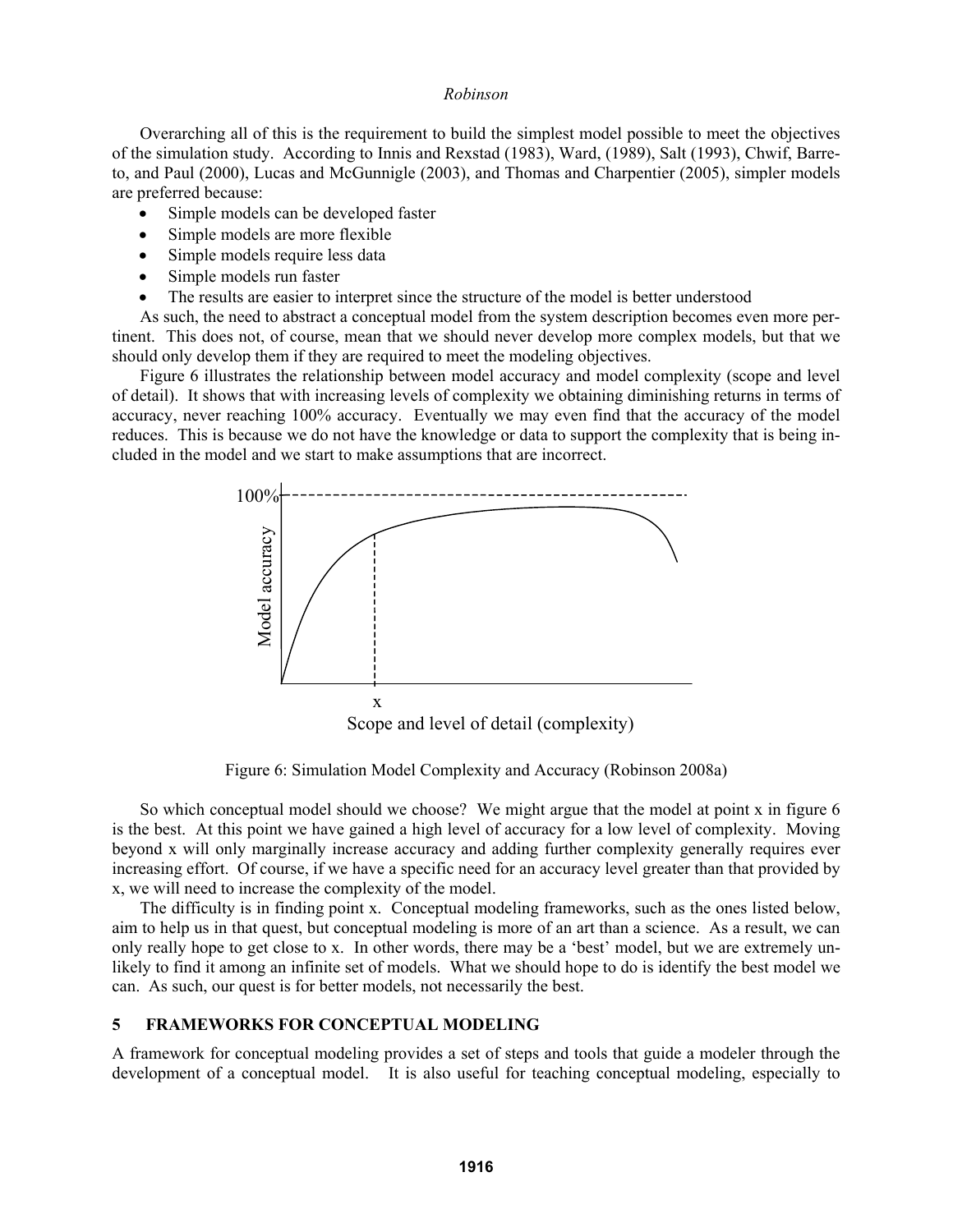Overarching all of this is the requirement to build the simplest model possible to meet the objectives of the simulation study. According to Innis and Rexstad (1983), Ward, (1989), Salt (1993), Chwif, Barreto, and Paul (2000), Lucas and McGunnigle (2003), and Thomas and Charpentier (2005), simpler models are preferred because:

- Simple models can be developed faster
- Simple models are more flexible
- Simple models require less data
- Simple models run faster
- The results are easier to interpret since the structure of the model is better understood

As such, the need to abstract a conceptual model from the system description becomes even more pertinent. This does not, of course, mean that we should never develop more complex models, but that we should only develop them if they are required to meet the modeling objectives.

Figure 6 illustrates the relationship between model accuracy and model complexity (scope and level of detail). It shows that with increasing levels of complexity we obtaining diminishing returns in terms of accuracy, never reaching 100% accuracy. Eventually we may even find that the accuracy of the model reduces. This is because we do not have the knowledge or data to support the complexity that is being included in the model and we start to make assumptions that are incorrect.

100%

Model accuracy

x

Scope and level of detail (complexity)

Figure 6: Simulation Model Complexity and Accuracy (Robinson 2008a)

So which conceptual model should we choose? We might argue that the model at point x in figure 6 is the best. At this point we have gained a high level of accuracy for a low level of complexity. Moving beyond x will only marginally increase accuracy and adding further complexity generally requires ever increasing effort. Of course, if we have a specific need for an accuracy level greater than that provided by x, we will need to increase the complexity of the model.

The difficulty is in finding point x. Conceptual modeling frameworks, such as the ones listed below, aim to help us in that quest, but conceptual modeling is more of an art than a science. As a result, we can only really hope to get close to x. In other words, there may be a 'best' model, but we are extremely unlikely to find it among an infinite set of models. What we should hope to do is identify the best model we can. As such, our quest is for better models, not necessarily the best.

## 5 FRAMEWORKS FOR CONCEPTUAL MODELING

A framework for conceptual modeling provides a set of steps and tools that guide a modeler through the development of a conceptual model. It is also useful for teaching conceptual modeling, especially to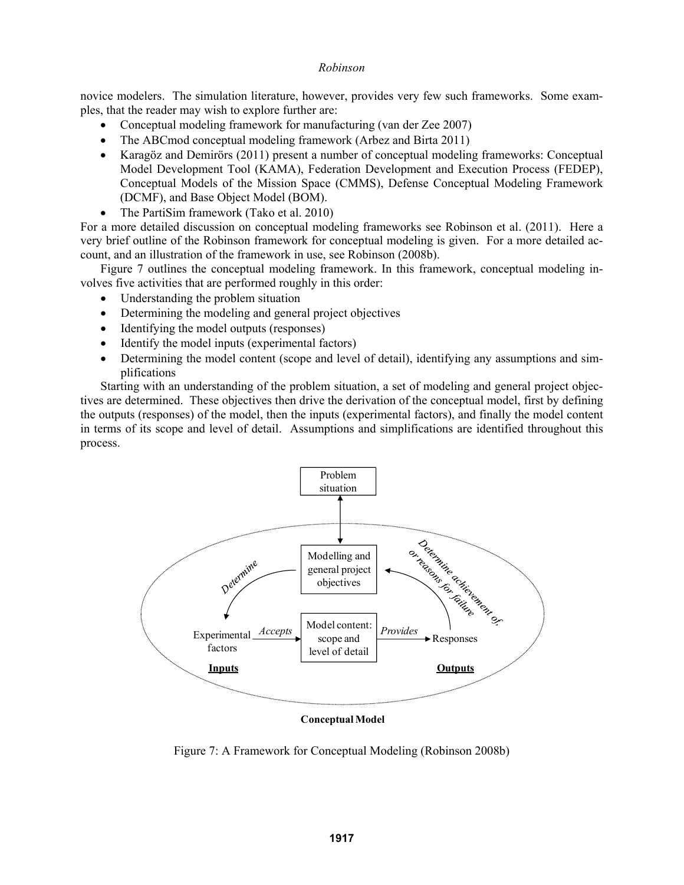novice modelers. The simulation literature, however, provides very few such frameworks. Some examples, that the reader may wish to explore further are:

- Conceptual modeling framework for manufacturing (van der Zee 2007)
- The ABCmod conceptual modeling framework (Arbez and Birta 2011)
- Karagöz and Demirörs (2011) present a number of conceptual modeling frameworks: Conceptual Model Development Tool (KAMA), Federation Development and Execution Process (FEDEP), Conceptual Models of the Mission Space (CMMS), Defense Conceptual Modeling Framework (DCMF), and Base Object Model (BOM).
- The PartiSim framework (Tako et al. 2010)

For a more detailed discussion on conceptual modeling frameworks see Robinson et al. (2011). Here a very brief outline of the Robinson framework for conceptual modeling is given. For a more detailed account, and an illustration of the framework in use, see Robinson (2008b).

Figure 7 outlines the conceptual modeling framework. In this framework, conceptual modeling involves five activities that are performed roughly in this order:

- Understanding the problem situation
- Determining the modeling and general project objectives
- Identifying the model outputs (responses)
- Identify the model inputs (experimental factors)
- Determining the model content (scope and level of detail), identifying any assumptions and simplifications

Starting with an understanding of the problem situation, a set of modeling and general project objectives are determined. These objectives then drive the derivation of the conceptual model, first by defining the outputs (responses) of the model, then the inputs (experimental factors), and finally the model content in terms of its scope and level of detail. Assumptions and simplifications are identified throughout this process.

Problem situation

Modelling and general project objectives

*Determine*

*Determine achievement of, or reasons for failure*

Experimental factors — *Accepts* → Model content: scope and level of detail — *Provides* → Responses

**Inputs** **Outputs**

**Conceptual Model**

Figure 7: A Framework for Conceptual Modeling (Robinson 2008b)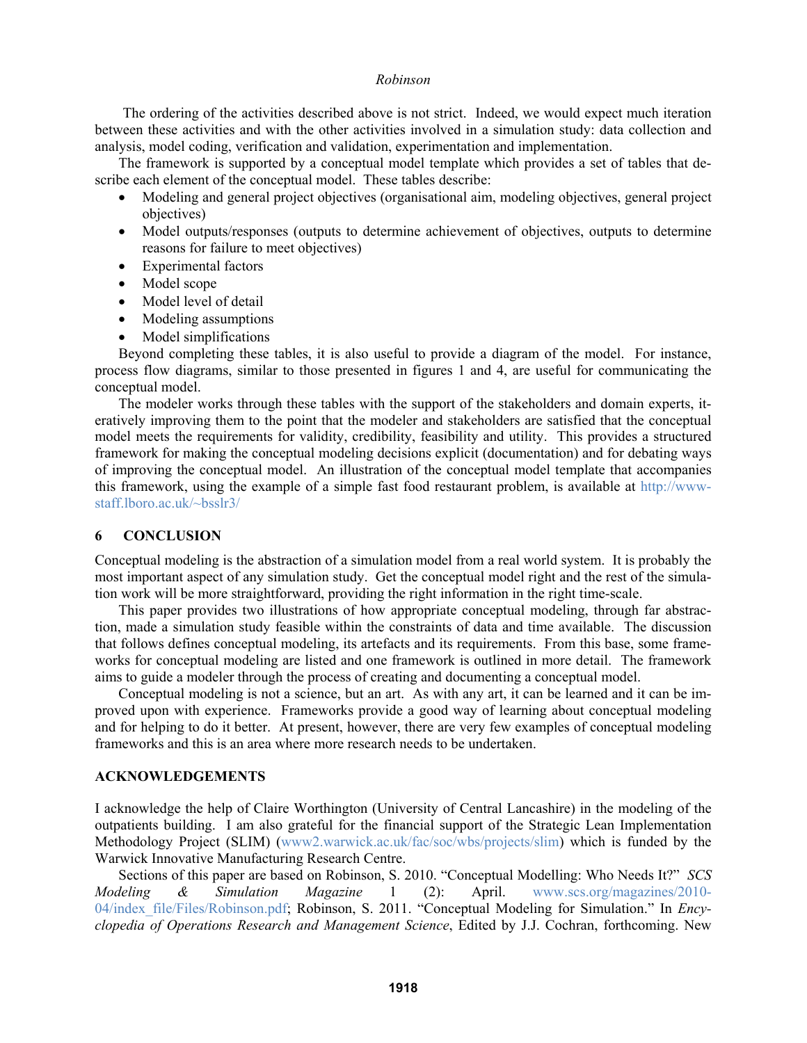The ordering of the activities described above is not strict. Indeed, we would expect much iteration between these activities and with the other activities involved in a simulation study: data collection and analysis, model coding, verification and validation, experimentation and implementation.

The framework is supported by a conceptual model template which provides a set of tables that describe each element of the conceptual model. These tables describe:

- Modeling and general project objectives (organisational aim, modeling objectives, general project objectives)
- Model outputs/responses (outputs to determine achievement of objectives, outputs to determine reasons for failure to meet objectives)
- Experimental factors
- Model scope
- Model level of detail
- Modeling assumptions
- Model simplifications

Beyond completing these tables, it is also useful to provide a diagram of the model. For instance, process flow diagrams, similar to those presented in figures 1 and 4, are useful for communicating the conceptual model.

The modeler works through these tables with the support of the stakeholders and domain experts, iteratively improving them to the point that the modeler and stakeholders are satisfied that the conceptual model meets the requirements for validity, credibility, feasibility and utility. This provides a structured framework for making the conceptual modeling decisions explicit (documentation) and for debating ways of improving the conceptual model. An illustration of the conceptual model template that accompanies this framework, using the example of a simple fast food restaurant problem, is available at http://www-staff.lboro.ac.uk/~bsslr3/

## 6 CONCLUSION

Conceptual modeling is the abstraction of a simulation model from a real world system. It is probably the most important aspect of any simulation study. Get the conceptual model right and the rest of the simulation work will be more straightforward, providing the right information in the right time-scale.

This paper provides two illustrations of how appropriate conceptual modeling, through far abstraction, made a simulation study feasible within the constraints of data and time available. The discussion that follows defines conceptual modeling, its artefacts and its requirements. From this base, some frameworks for conceptual modeling are listed and one framework is outlined in more detail. The framework aims to guide a modeler through the process of creating and documenting a conceptual model.

Conceptual modeling is not a science, but an art. As with any art, it can be learned and it can be improved upon with experience. Frameworks provide a good way of learning about conceptual modeling and for helping to do it better. At present, however, there are very few examples of conceptual modeling frameworks and this is an area where more research needs to be undertaken.

## ACKNOWLEDGEMENTS

I acknowledge the help of Claire Worthington (University of Central Lancashire) in the modeling of the outpatients building. I am also grateful for the financial support of the Strategic Lean Implementation Methodology Project (SLIM) (www2.warwick.ac.uk/fac/soc/wbs/projects/slim) which is funded by the Warwick Innovative Manufacturing Research Centre.

Sections of this paper are based on Robinson, S. 2010. "Conceptual Modelling: Who Needs It?" *SCS Modeling & Simulation Magazine* 1 (2): April. www.scs.org/magazines/2010-04/index_file/Files/Robinson.pdf; Robinson, S. 2011. "Conceptual Modeling for Simulation." In *Encyclopedia of Operations Research and Management Science*, Edited by J.J. Cochran, forthcoming. New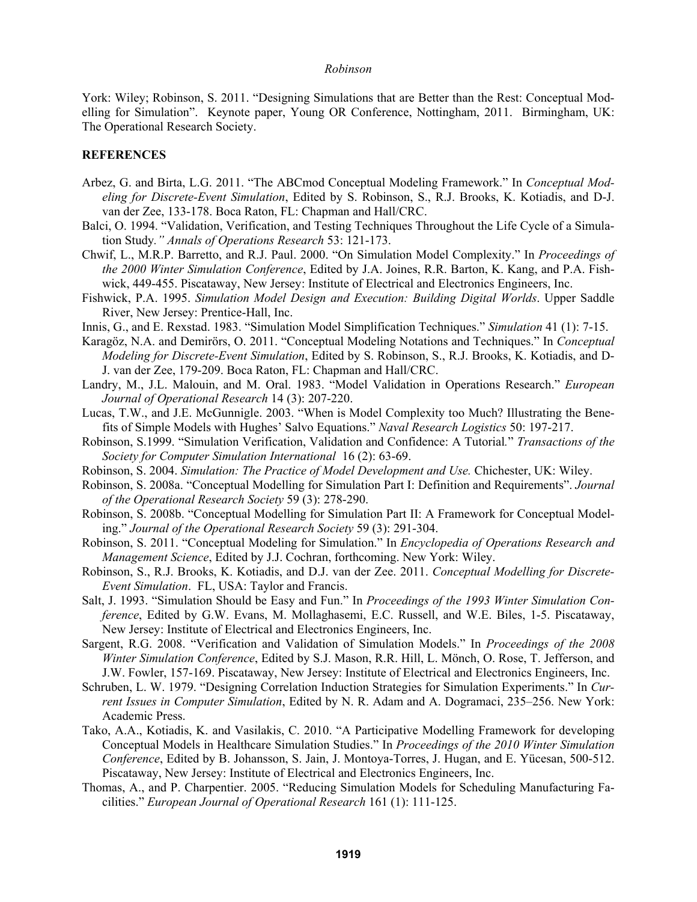York: Wiley; Robinson, S. 2011. "Designing Simulations that are Better than the Rest: Conceptual Modelling for Simulation". Keynote paper, Young OR Conference, Nottingham, 2011. Birmingham, UK: The Operational Research Society.

## REFERENCES

Arbez, G. and Birta, L.G. 2011. "The ABCmod Conceptual Modeling Framework." In *Conceptual Modeling for Discrete-Event Simulation*, Edited by S. Robinson, S., R.J. Brooks, K. Kotiadis, and D-J. van der Zee, 133-178. Boca Raton, FL: Chapman and Hall/CRC.

Balci, O. 1994. "Validation, Verification, and Testing Techniques Throughout the Life Cycle of a Simulation Study*." Annals of Operations Research* 53: 121-173.

Chwif, L., M.R.P. Barretto, and R.J. Paul. 2000. "On Simulation Model Complexity." In *Proceedings of the 2000 Winter Simulation Conference*, Edited by J.A. Joines, R.R. Barton, K. Kang, and P.A. Fishwick, 449-455. Piscataway, New Jersey: Institute of Electrical and Electronics Engineers, Inc.

Fishwick, P.A. 1995. *Simulation Model Design and Execution: Building Digital Worlds*. Upper Saddle River, New Jersey: Prentice-Hall, Inc.

Innis, G., and E. Rexstad. 1983. "Simulation Model Simplification Techniques." *Simulation* 41 (1): 7-15.

Karagöz, N.A. and Demirörs, O. 2011. "Conceptual Modeling Notations and Techniques." In *Conceptual Modeling for Discrete-Event Simulation*, Edited by S. Robinson, S., R.J. Brooks, K. Kotiadis, and D-J. van der Zee, 179-209. Boca Raton, FL: Chapman and Hall/CRC.

Landry, M., J.L. Malouin, and M. Oral. 1983. "Model Validation in Operations Research." *European Journal of Operational Research* 14 (3): 207-220.

Lucas, T.W., and J.E. McGunnigle. 2003. "When is Model Complexity too Much? Illustrating the Benefits of Simple Models with Hughes' Salvo Equations." *Naval Research Logistics* 50: 197-217.

Robinson, S.1999. "Simulation Verification, Validation and Confidence: A Tutorial*.*" *Transactions of the Society for Computer Simulation International* 16 (2): 63-69.

Robinson, S. 2004. *Simulation: The Practice of Model Development and Use.* Chichester, UK: Wiley.

Robinson, S. 2008a. "Conceptual Modelling for Simulation Part I: Definition and Requirements". *Journal of the Operational Research Society* 59 (3): 278-290.

Robinson, S. 2008b. "Conceptual Modelling for Simulation Part II: A Framework for Conceptual Modeling." *Journal of the Operational Research Society* 59 (3): 291-304.

Robinson, S. 2011. "Conceptual Modeling for Simulation." In *Encyclopedia of Operations Research and Management Science*, Edited by J.J. Cochran, forthcoming. New York: Wiley.

Robinson, S., R.J. Brooks, K. Kotiadis, and D.J. van der Zee. 2011. *Conceptual Modelling for Discrete-Event Simulation*. FL, USA: Taylor and Francis.

Salt, J. 1993. "Simulation Should be Easy and Fun." In *Proceedings of the 1993 Winter Simulation Conference*, Edited by G.W. Evans, M. Mollaghasemi, E.C. Russell, and W.E. Biles, 1-5. Piscataway, New Jersey: Institute of Electrical and Electronics Engineers, Inc.

Sargent, R.G. 2008. "Verification and Validation of Simulation Models." In *Proceedings of the 2008 Winter Simulation Conference*, Edited by S.J. Mason, R.R. Hill, L. Mönch, O. Rose, T. Jefferson, and J.W. Fowler, 157-169. Piscataway, New Jersey: Institute of Electrical and Electronics Engineers, Inc.

Schruben, L. W. 1979. "Designing Correlation Induction Strategies for Simulation Experiments." In *Current Issues in Computer Simulation*, Edited by N. R. Adam and A. Dogramaci, 235–256. New York: Academic Press.

Tako, A.A., Kotiadis, K. and Vasilakis, C. 2010. "A Participative Modelling Framework for developing Conceptual Models in Healthcare Simulation Studies." In *Proceedings of the 2010 Winter Simulation Conference*, Edited by B. Johansson, S. Jain, J. Montoya-Torres, J. Hugan, and E. Yücesan, 500-512. Piscataway, New Jersey: Institute of Electrical and Electronics Engineers, Inc.

Thomas, A., and P. Charpentier. 2005. "Reducing Simulation Models for Scheduling Manufacturing Facilities." *European Journal of Operational Research* 161 (1): 111-125.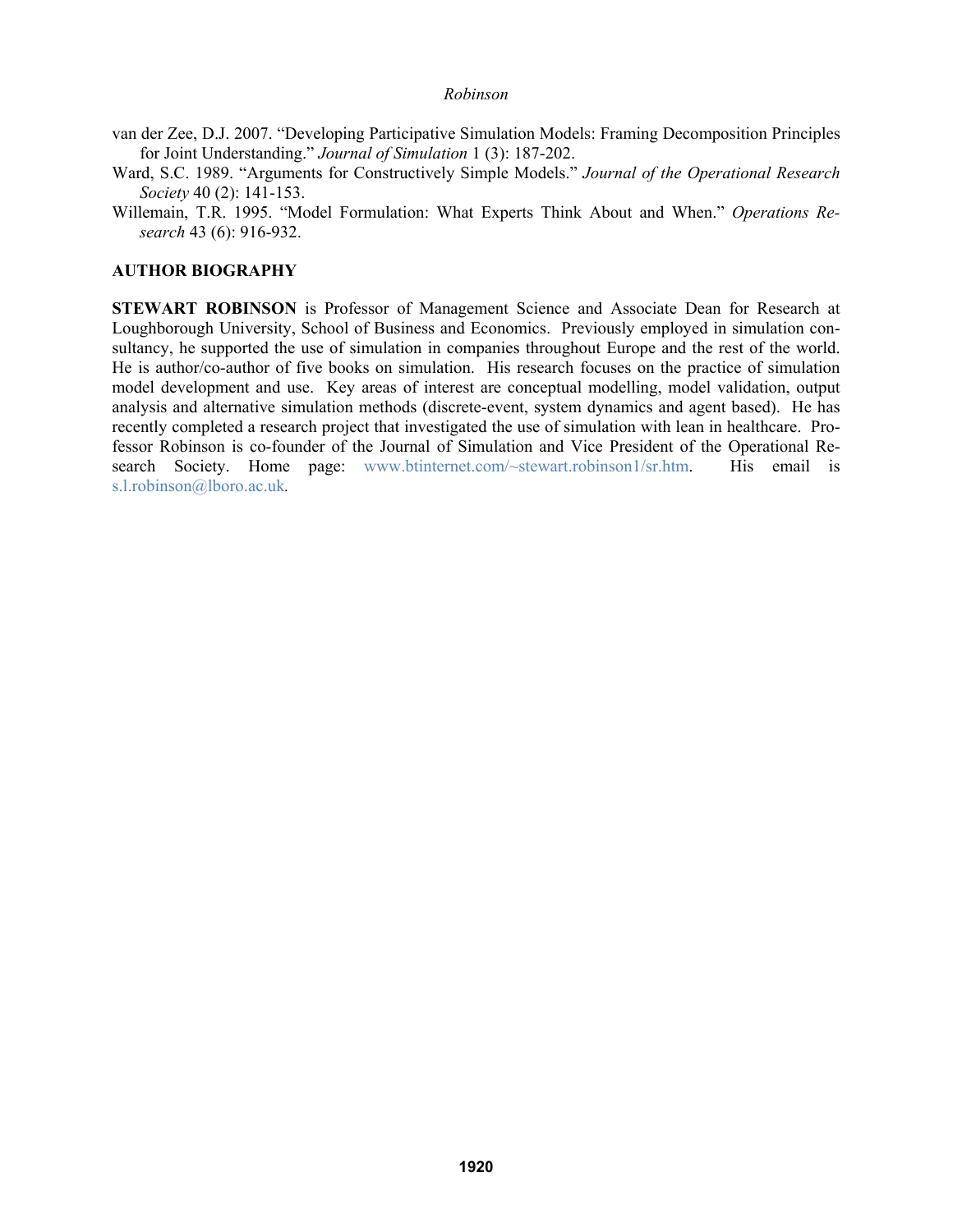van der Zee, D.J. 2007. “Developing Participative Simulation Models: Framing Decomposition Principles for Joint Understanding.” *Journal of Simulation* 1 (3): 187-202.

Ward, S.C. 1989. “Arguments for Constructively Simple Models.” *Journal of the Operational Research Society* 40 (2): 141-153.

Willemain, T.R. 1995. “Model Formulation: What Experts Think About and When.” *Operations Research* 43 (6): 916-932.

## AUTHOR BIOGRAPHY

**STEWART ROBINSON** is Professor of Management Science and Associate Dean for Research at Loughborough University, School of Business and Economics. Previously employed in simulation consultancy, he supported the use of simulation in companies throughout Europe and the rest of the world. He is author/co-author of five books on simulation. His research focuses on the practice of simulation model development and use. Key areas of interest are conceptual modelling, model validation, output analysis and alternative simulation methods (discrete-event, system dynamics and agent based). He has recently completed a research project that investigated the use of simulation with lean in healthcare. Professor Robinson is co-founder of the Journal of Simulation and Vice President of the Operational Research Society. Home page: www.btinternet.com/~stewart.robinson1/sr.htm. His email is s.l.robinson@lboro.ac.uk.